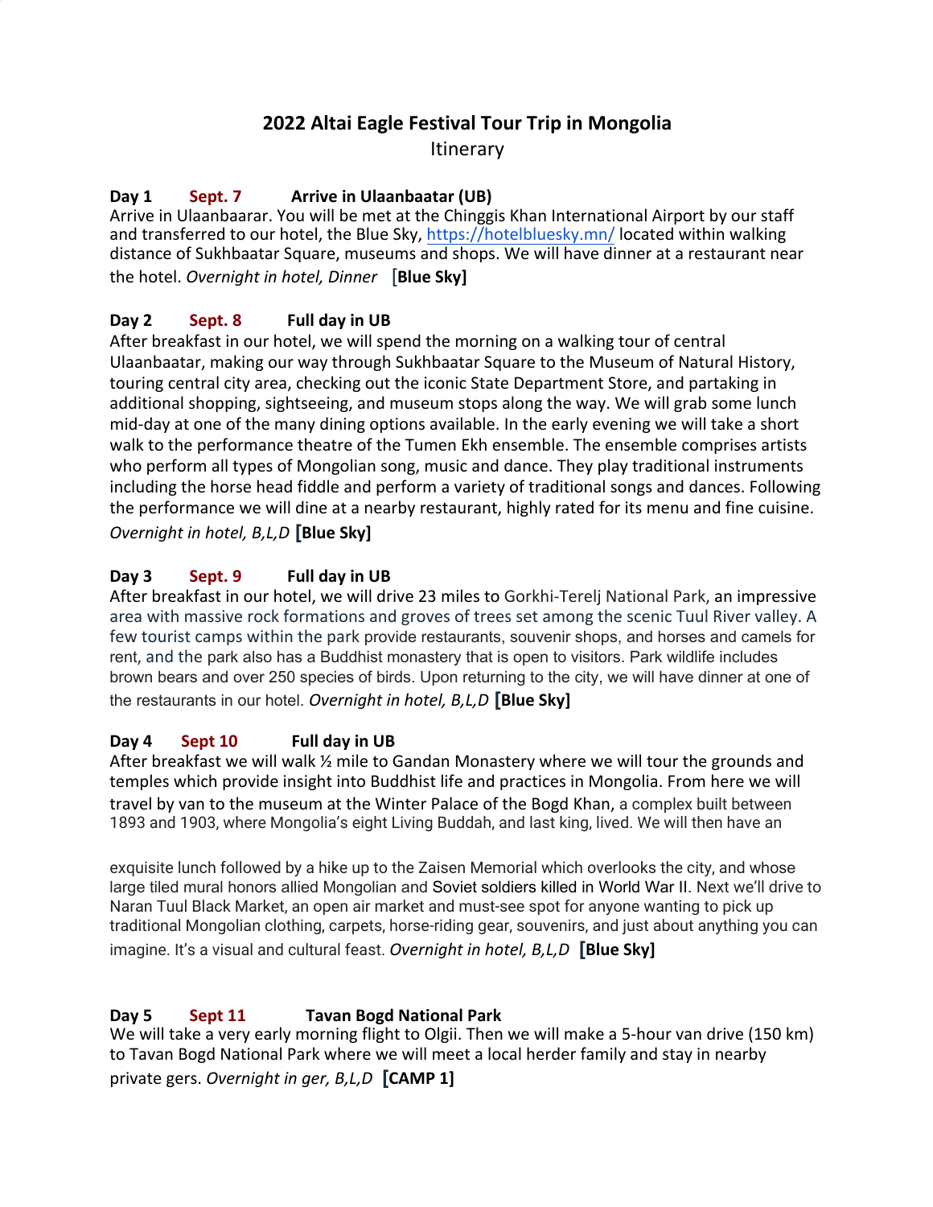# 2022 Altai Eagle Festival Tour Trip in Mongolia

Itinerary

**Day 1 Sept. 7 Arrive in Ulaanbaatar (UB)**

Arrive in Ulaanbaarar. You will be met at the Chinggis Khan International Airport by our staff and transferred to our hotel, the Blue Sky, https://hotelbluesky.mn/ located within walking distance of Sukhbaatar Square, museums and shops. We will have dinner at a restaurant near the hotel. *Overnight in hotel, Dinner* **[Blue Sky]**

**Day 2 Sept. 8 Full day in UB**

After breakfast in our hotel, we will spend the morning on a walking tour of central Ulaanbaatar, making our way through Sukhbaatar Square to the Museum of Natural History, touring central city area, checking out the iconic State Department Store, and partaking in additional shopping, sightseeing, and museum stops along the way. We will grab some lunch mid-day at one of the many dining options available. In the early evening we will take a short walk to the performance theatre of the Tumen Ekh ensemble. The ensemble comprises artists who perform all types of Mongolian song, music and dance. They play traditional instruments including the horse head fiddle and perform a variety of traditional songs and dances. Following the performance we will dine at a nearby restaurant, highly rated for its menu and fine cuisine. *Overnight in hotel, B,L,D* **[Blue Sky]**

**Day 3 Sept. 9 Full day in UB**

After breakfast in our hotel, we will drive 23 miles to Gorkhi-Terelj National Park, an impressive area with massive rock formations and groves of trees set among the scenic Tuul River valley. A few tourist camps within the park provide restaurants, souvenir shops, and horses and camels for rent, and the park also has a Buddhist monastery that is open to visitors. Park wildlife includes brown bears and over 250 species of birds. Upon returning to the city, we will have dinner at one of the restaurants in our hotel. *Overnight in hotel, B,L,D* **[Blue Sky]**

**Day 4 Sept 10 Full day in UB**

After breakfast we will walk ½ mile to Gandan Monastery where we will tour the grounds and temples which provide insight into Buddhist life and practices in Mongolia. From here we will travel by van to the museum at the Winter Palace of the Bogd Khan, a complex built between 1893 and 1903, where Mongolia's eight Living Buddah, and last king, lived. We will then have an exquisite lunch followed by a hike up to the Zaisen Memorial which overlooks the city, and whose large tiled mural honors allied Mongolian and Soviet soldiers killed in World War II. Next we'll drive to Naran Tuul Black Market, an open air market and must-see spot for anyone wanting to pick up traditional Mongolian clothing, carpets, horse-riding gear, souvenirs, and just about anything you can imagine. It's a visual and cultural feast. *Overnight in hotel, B,L,D* **[Blue Sky]**

**Day 5 Sept 11 Tavan Bogd National Park**

We will take a very early morning flight to Olgii. Then we will make a 5-hour van drive (150 km) to Tavan Bogd National Park where we will meet a local herder family and stay in nearby private gers. *Overnight in ger, B,L,D* **[CAMP 1]**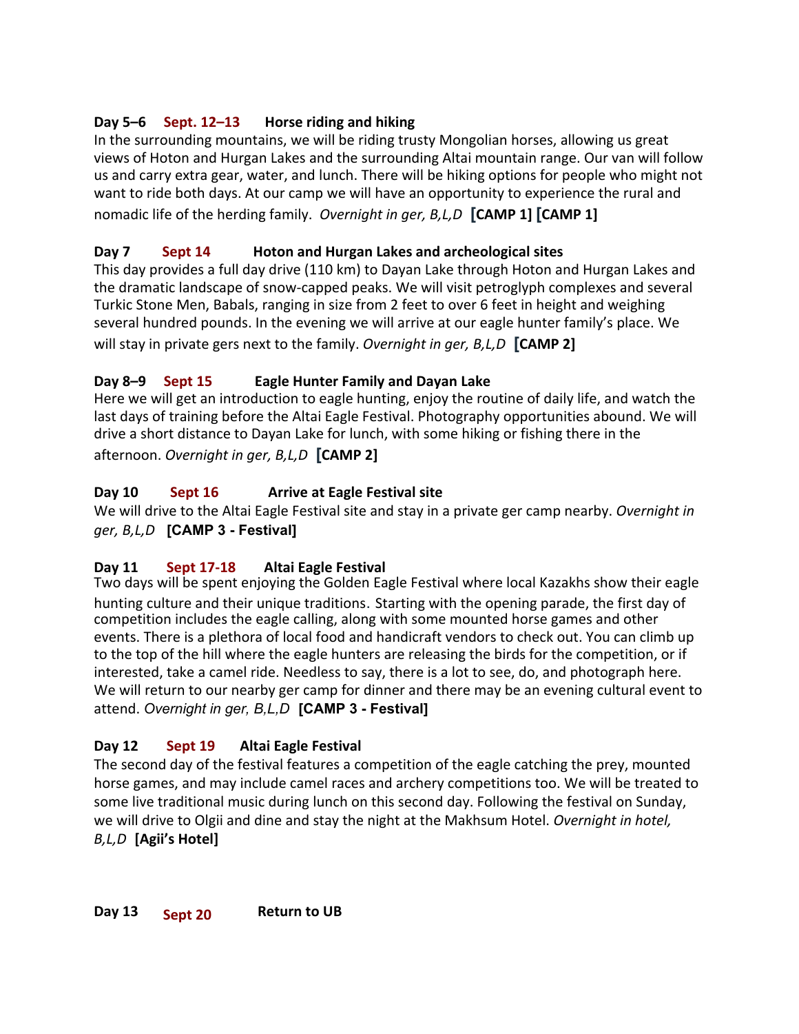**Day 5–6 Sept. 12–13 Horse riding and hiking**

In the surrounding mountains, we will be riding trusty Mongolian horses, allowing us great views of Hoton and Hurgan Lakes and the surrounding Altai mountain range. Our van will follow us and carry extra gear, water, and lunch. There will be hiking options for people who might not want to ride both days. At our camp we will have an opportunity to experience the rural and nomadic life of the herding family. *Overnight in ger, B,L,D* **[CAMP 1] [CAMP 1]**

**Day 7 Sept 14 Hoton and Hurgan Lakes and archeological sites**

This day provides a full day drive (110 km) to Dayan Lake through Hoton and Hurgan Lakes and the dramatic landscape of snow-capped peaks. We will visit petroglyph complexes and several Turkic Stone Men, Babals, ranging in size from 2 feet to over 6 feet in height and weighing several hundred pounds. In the evening we will arrive at our eagle hunter family's place. We will stay in private gers next to the family. *Overnight in ger, B,L,D* **[CAMP 2]**

**Day 8–9 Sept 15 Eagle Hunter Family and Dayan Lake**

Here we will get an introduction to eagle hunting, enjoy the routine of daily life, and watch the last days of training before the Altai Eagle Festival. Photography opportunities abound. We will drive a short distance to Dayan Lake for lunch, with some hiking or fishing there in the afternoon. *Overnight in ger, B,L,D* **[CAMP 2]**

**Day 10 Sept 16 Arrive at Eagle Festival site**

We will drive to the Altai Eagle Festival site and stay in a private ger camp nearby. *Overnight in ger, B,L,D* **[CAMP 3 - Festival]**

**Day 11 Sept 17-18 Altai Eagle Festival**

Two days will be spent enjoying the Golden Eagle Festival where local Kazakhs show their eagle hunting culture and their unique traditions. Starting with the opening parade, the first day of competition includes the eagle calling, along with some mounted horse games and other events. There is a plethora of local food and handicraft vendors to check out. You can climb up to the top of the hill where the eagle hunters are releasing the birds for the competition, or if interested, take a camel ride. Needless to say, there is a lot to see, do, and photograph here. We will return to our nearby ger camp for dinner and there may be an evening cultural event to attend. *Overnight in ger, B,L,D* **[CAMP 3 - Festival]**

**Day 12 Sept 19 Altai Eagle Festival**

The second day of the festival features a competition of the eagle catching the prey, mounted horse games, and may include camel races and archery competitions too. We will be treated to some live traditional music during lunch on this second day. Following the festival on Sunday, we will drive to Olgii and dine and stay the night at the Makhsum Hotel. *Overnight in hotel, B,L,D* **[Agii's Hotel]**

**Day 13 Sept 20 Return to UB**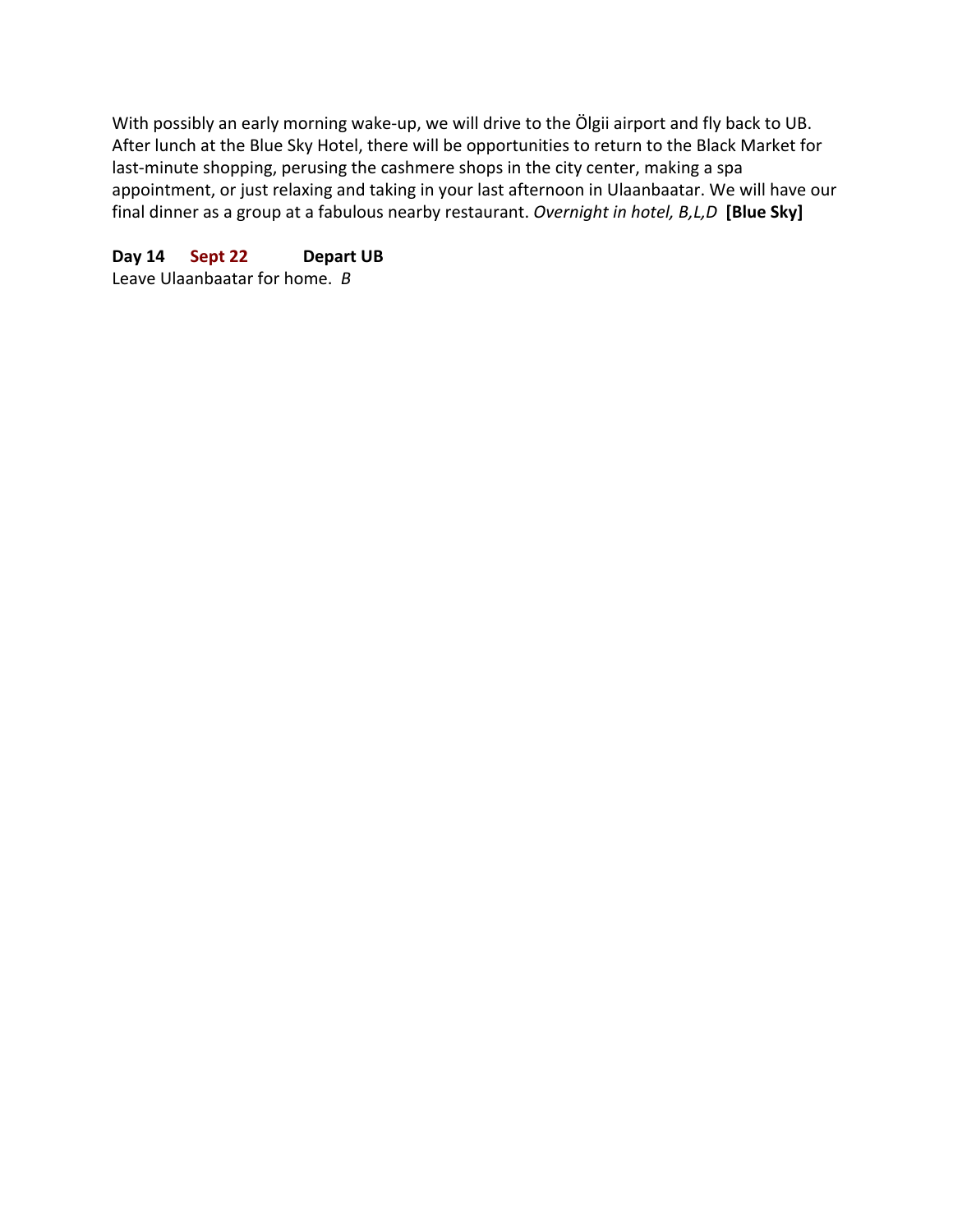With possibly an early morning wake-up, we will drive to the Ölgii airport and fly back to UB. After lunch at the Blue Sky Hotel, there will be opportunities to return to the Black Market for last-minute shopping, perusing the cashmere shops in the city center, making a spa appointment, or just relaxing and taking in your last afternoon in Ulaanbaatar. We will have our final dinner as a group at a fabulous nearby restaurant. *Overnight in hotel, B,L,D* **[Blue Sky]**

**Day 14 Sept 22 Depart UB**
Leave Ulaanbaatar for home. *B*